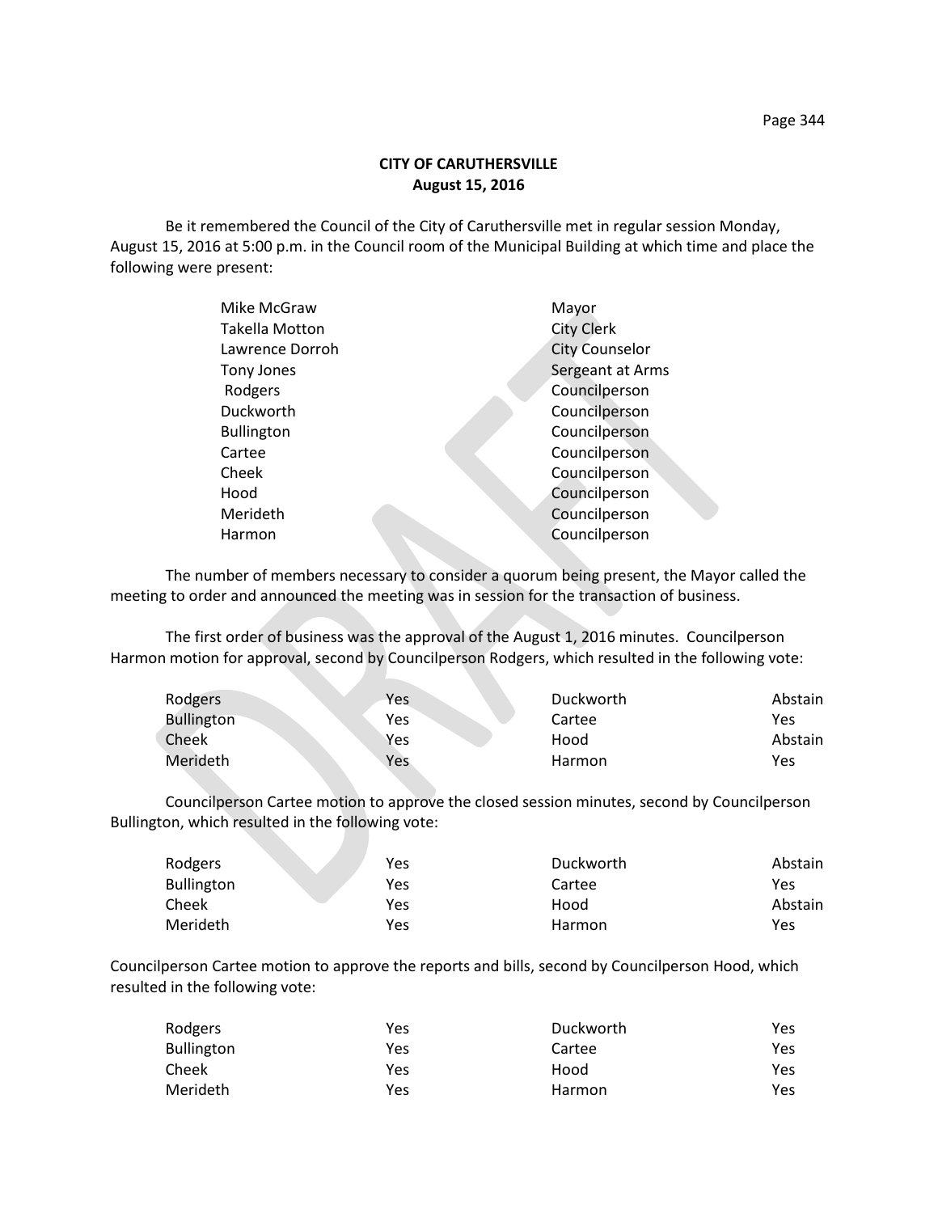**CITY OF CARUTHERSVILLE**
**August 15, 2016**

Be it remembered the Council of the City of Caruthersville met in regular session Monday, August 15, 2016 at 5:00 p.m. in the Council room of the Municipal Building at which time and place the following were present:

| | |
|---|---|
| Mike McGraw | Mayor |
| Takella Motton | City Clerk |
| Lawrence Dorroh | City Counselor |
| Tony Jones | Sergeant at Arms |
| Rodgers | Councilperson |
| Duckworth | Councilperson |
| Bullington | Councilperson |
| Cartee | Councilperson |
| Cheek | Councilperson |
| Hood | Councilperson |
| Merideth | Councilperson |
| Harmon | Councilperson |

The number of members necessary to consider a quorum being present, the Mayor called the meeting to order and announced the meeting was in session for the transaction of business.

The first order of business was the approval of the August 1, 2016 minutes. Councilperson Harmon motion for approval, second by Councilperson Rodgers, which resulted in the following vote:

| | | | |
|---|---|---|---|
| Rodgers | Yes | Duckworth | Abstain |
| Bullington | Yes | Cartee | Yes |
| Cheek | Yes | Hood | Abstain |
| Merideth | Yes | Harmon | Yes |

Councilperson Cartee motion to approve the closed session minutes, second by Councilperson Bullington, which resulted in the following vote:

| | | | |
|---|---|---|---|
| Rodgers | Yes | Duckworth | Abstain |
| Bullington | Yes | Cartee | Yes |
| Cheek | Yes | Hood | Abstain |
| Merideth | Yes | Harmon | Yes |

Councilperson Cartee motion to approve the reports and bills, second by Councilperson Hood, which resulted in the following vote:

| | | | |
|---|---|---|---|
| Rodgers | Yes | Duckworth | Yes |
| Bullington | Yes | Cartee | Yes |
| Cheek | Yes | Hood | Yes |
| Merideth | Yes | Harmon | Yes |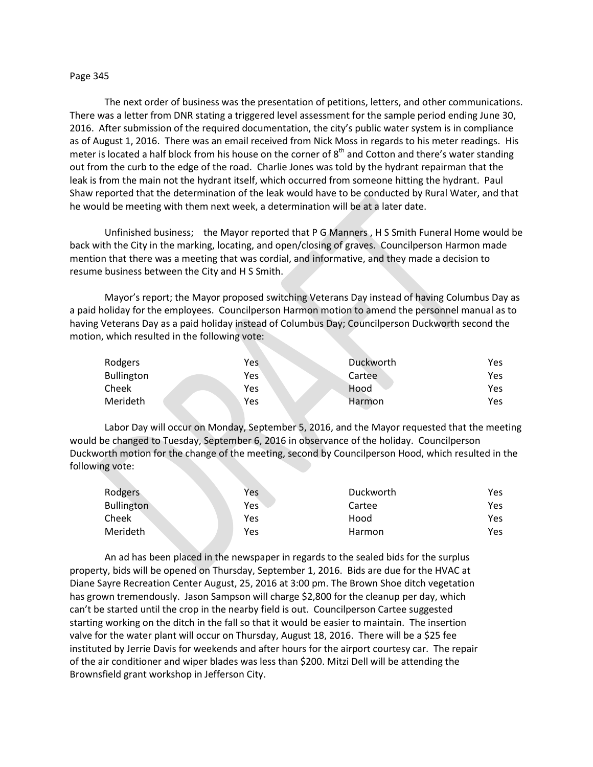The next order of business was the presentation of petitions, letters, and other communications. There was a letter from DNR stating a triggered level assessment for the sample period ending June 30, 2016. After submission of the required documentation, the city's public water system is in compliance as of August 1, 2016. There was an email received from Nick Moss in regards to his meter readings. His meter is located a half block from his house on the corner of 8th and Cotton and there's water standing out from the curb to the edge of the road. Charlie Jones was told by the hydrant repairman that the leak is from the main not the hydrant itself, which occurred from someone hitting the hydrant. Paul Shaw reported that the determination of the leak would have to be conducted by Rural Water, and that he would be meeting with them next week, a determination will be at a later date.

Unfinished business; the Mayor reported that P G Manners , H S Smith Funeral Home would be back with the City in the marking, locating, and open/closing of graves. Councilperson Harmon made mention that there was a meeting that was cordial, and informative, and they made a decision to resume business between the City and H S Smith.

Mayor's report; the Mayor proposed switching Veterans Day instead of having Columbus Day as a paid holiday for the employees. Councilperson Harmon motion to amend the personnel manual as to having Veterans Day as a paid holiday instead of Columbus Day; Councilperson Duckworth second the motion, which resulted in the following vote:

| | | | |
|---|---|---|---|
| Rodgers | Yes | Duckworth | Yes |
| Bullington | Yes | Cartee | Yes |
| Cheek | Yes | Hood | Yes |
| Merideth | Yes | Harmon | Yes |

Labor Day will occur on Monday, September 5, 2016, and the Mayor requested that the meeting would be changed to Tuesday, September 6, 2016 in observance of the holiday. Councilperson Duckworth motion for the change of the meeting, second by Councilperson Hood, which resulted in the following vote:

| | | | |
|---|---|---|---|
| Rodgers | Yes | Duckworth | Yes |
| Bullington | Yes | Cartee | Yes |
| Cheek | Yes | Hood | Yes |
| Merideth | Yes | Harmon | Yes |

An ad has been placed in the newspaper in regards to the sealed bids for the surplus property, bids will be opened on Thursday, September 1, 2016. Bids are due for the HVAC at Diane Sayre Recreation Center August, 25, 2016 at 3:00 pm. The Brown Shoe ditch vegetation has grown tremendously. Jason Sampson will charge $2,800 for the cleanup per day, which can't be started until the crop in the nearby field is out. Councilperson Cartee suggested starting working on the ditch in the fall so that it would be easier to maintain. The insertion valve for the water plant will occur on Thursday, August 18, 2016. There will be a $25 fee instituted by Jerrie Davis for weekends and after hours for the airport courtesy car. The repair of the air conditioner and wiper blades was less than $200. Mitzi Dell will be attending the Brownsfield grant workshop in Jefferson City.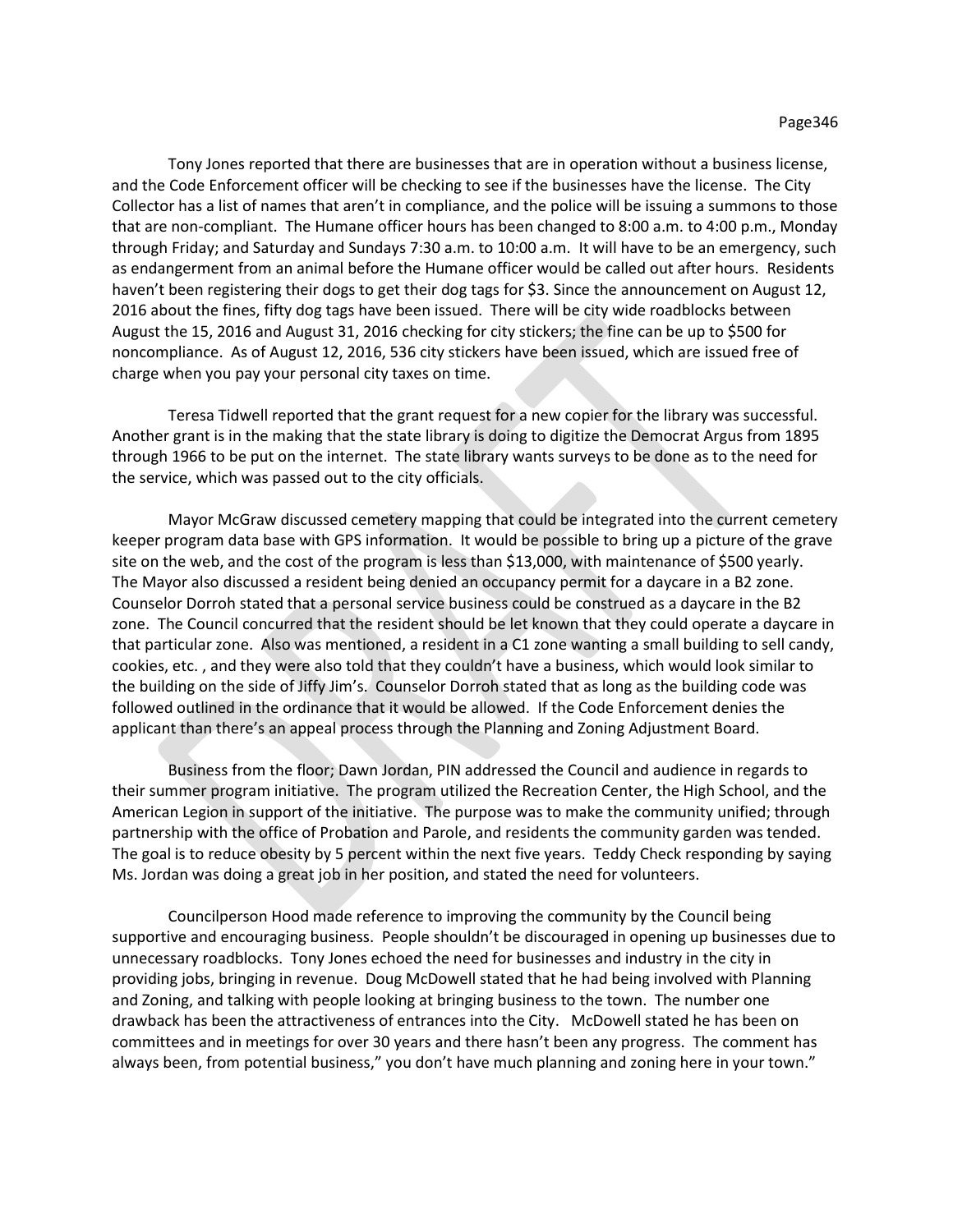Tony Jones reported that there are businesses that are in operation without a business license, and the Code Enforcement officer will be checking to see if the businesses have the license. The City Collector has a list of names that aren't in compliance, and the police will be issuing a summons to those that are non-compliant. The Humane officer hours has been changed to 8:00 a.m. to 4:00 p.m., Monday through Friday; and Saturday and Sundays 7:30 a.m. to 10:00 a.m. It will have to be an emergency, such as endangerment from an animal before the Humane officer would be called out after hours. Residents haven't been registering their dogs to get their dog tags for $3. Since the announcement on August 12, 2016 about the fines, fifty dog tags have been issued. There will be city wide roadblocks between August the 15, 2016 and August 31, 2016 checking for city stickers; the fine can be up to $500 for noncompliance. As of August 12, 2016, 536 city stickers have been issued, which are issued free of charge when you pay your personal city taxes on time.

Teresa Tidwell reported that the grant request for a new copier for the library was successful. Another grant is in the making that the state library is doing to digitize the Democrat Argus from 1895 through 1966 to be put on the internet. The state library wants surveys to be done as to the need for the service, which was passed out to the city officials.

Mayor McGraw discussed cemetery mapping that could be integrated into the current cemetery keeper program data base with GPS information. It would be possible to bring up a picture of the grave site on the web, and the cost of the program is less than $13,000, with maintenance of $500 yearly. The Mayor also discussed a resident being denied an occupancy permit for a daycare in a B2 zone. Counselor Dorroh stated that a personal service business could be construed as a daycare in the B2 zone. The Council concurred that the resident should be let known that they could operate a daycare in that particular zone. Also was mentioned, a resident in a C1 zone wanting a small building to sell candy, cookies, etc. , and they were also told that they couldn't have a business, which would look similar to the building on the side of Jiffy Jim's. Counselor Dorroh stated that as long as the building code was followed outlined in the ordinance that it would be allowed. If the Code Enforcement denies the applicant than there's an appeal process through the Planning and Zoning Adjustment Board.

Business from the floor; Dawn Jordan, PIN addressed the Council and audience in regards to their summer program initiative. The program utilized the Recreation Center, the High School, and the American Legion in support of the initiative. The purpose was to make the community unified; through partnership with the office of Probation and Parole, and residents the community garden was tended. The goal is to reduce obesity by 5 percent within the next five years. Teddy Check responding by saying Ms. Jordan was doing a great job in her position, and stated the need for volunteers.

Councilperson Hood made reference to improving the community by the Council being supportive and encouraging business. People shouldn't be discouraged in opening up businesses due to unnecessary roadblocks. Tony Jones echoed the need for businesses and industry in the city in providing jobs, bringing in revenue. Doug McDowell stated that he had being involved with Planning and Zoning, and talking with people looking at bringing business to the town. The number one drawback has been the attractiveness of entrances into the City. McDowell stated he has been on committees and in meetings for over 30 years and there hasn't been any progress. The comment has always been, from potential business," you don't have much planning and zoning here in your town."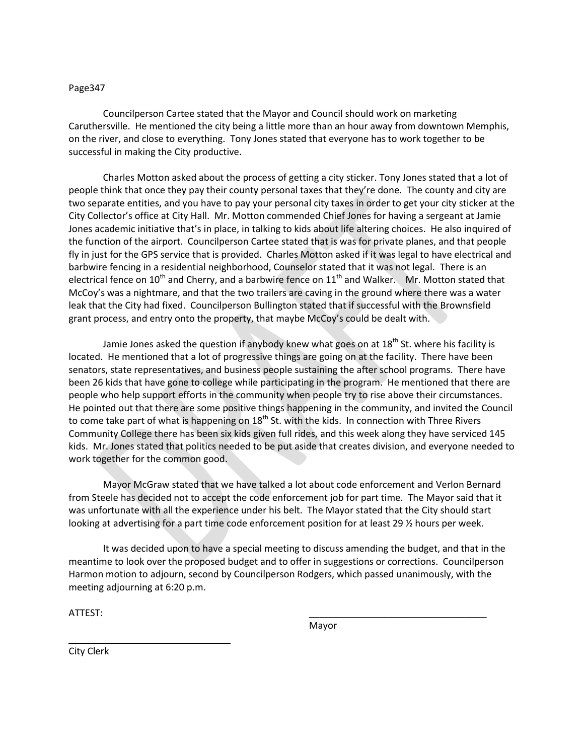Page347

Councilperson Cartee stated that the Mayor and Council should work on marketing Caruthersville. He mentioned the city being a little more than an hour away from downtown Memphis, on the river, and close to everything. Tony Jones stated that everyone has to work together to be successful in making the City productive.

Charles Motton asked about the process of getting a city sticker. Tony Jones stated that a lot of people think that once they pay their county personal taxes that they're done. The county and city are two separate entities, and you have to pay your personal city taxes in order to get your city sticker at the City Collector's office at City Hall. Mr. Motton commended Chief Jones for having a sergeant at Jamie Jones academic initiative that's in place, in talking to kids about life altering choices. He also inquired of the function of the airport. Councilperson Cartee stated that is was for private planes, and that people fly in just for the GPS service that is provided. Charles Motton asked if it was legal to have electrical and barbwire fencing in a residential neighborhood, Counselor stated that it was not legal. There is an electrical fence on 10th and Cherry, and a barbwire fence on 11th and Walker. Mr. Motton stated that McCoy's was a nightmare, and that the two trailers are caving in the ground where there was a water leak that the City had fixed. Councilperson Bullington stated that if successful with the Brownsfield grant process, and entry onto the property, that maybe McCoy's could be dealt with.

Jamie Jones asked the question if anybody knew what goes on at 18th St. where his facility is located. He mentioned that a lot of progressive things are going on at the facility. There have been senators, state representatives, and business people sustaining the after school programs. There have been 26 kids that have gone to college while participating in the program. He mentioned that there are people who help support efforts in the community when people try to rise above their circumstances. He pointed out that there are some positive things happening in the community, and invited the Council to come take part of what is happening on 18th St. with the kids. In connection with Three Rivers Community College there has been six kids given full rides, and this week along they have serviced 145 kids. Mr. Jones stated that politics needed to be put aside that creates division, and everyone needed to work together for the common good.

Mayor McGraw stated that we have talked a lot about code enforcement and Verlon Bernard from Steele has decided not to accept the code enforcement job for part time. The Mayor said that it was unfortunate with all the experience under his belt. The Mayor stated that the City should start looking at advertising for a part time code enforcement position for at least 29 ½ hours per week.

It was decided upon to have a special meeting to discuss amending the budget, and that in the meantime to look over the proposed budget and to offer in suggestions or corrections. Councilperson Harmon motion to adjourn, second by Councilperson Rodgers, which passed unanimously, with the meeting adjourning at 6:20 p.m.

ATTEST:

\_\_\_\_\_\_\_\_\_\_\_\_\_\_\_\_\_\_\_\_\_\_\_\_\_\_\_\_\_\_\_\_
Mayor

\_\_\_\_\_\_\_\_\_\_\_\_\_\_\_\_\_\_\_\_\_\_\_\_\_\_\_\_\_\_\_\_
City Clerk